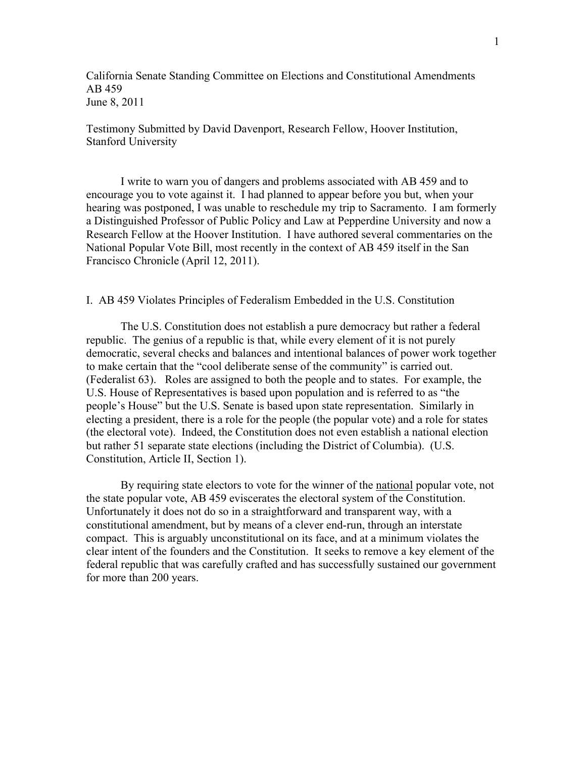California Senate Standing Committee on Elections and Constitutional Amendments
AB 459
June 8, 2011

Testimony Submitted by David Davenport, Research Fellow, Hoover Institution, Stanford University

I write to warn you of dangers and problems associated with AB 459 and to encourage you to vote against it. I had planned to appear before you but, when your hearing was postponed, I was unable to reschedule my trip to Sacramento. I am formerly a Distinguished Professor of Public Policy and Law at Pepperdine University and now a Research Fellow at the Hoover Institution. I have authored several commentaries on the National Popular Vote Bill, most recently in the context of AB 459 itself in the San Francisco Chronicle (April 12, 2011).

## I. AB 459 Violates Principles of Federalism Embedded in the U.S. Constitution

The U.S. Constitution does not establish a pure democracy but rather a federal republic. The genius of a republic is that, while every element of it is not purely democratic, several checks and balances and intentional balances of power work together to make certain that the "cool deliberate sense of the community" is carried out. (Federalist 63). Roles are assigned to both the people and to states. For example, the U.S. House of Representatives is based upon population and is referred to as "the people's House" but the U.S. Senate is based upon state representation. Similarly in electing a president, there is a role for the people (the popular vote) and a role for states (the electoral vote). Indeed, the Constitution does not even establish a national election but rather 51 separate state elections (including the District of Columbia). (U.S. Constitution, Article II, Section 1).

By requiring state electors to vote for the winner of the <u>national</u> popular vote, not the state popular vote, AB 459 eviscerates the electoral system of the Constitution. Unfortunately it does not do so in a straightforward and transparent way, with a constitutional amendment, but by means of a clever end-run, through an interstate compact. This is arguably unconstitutional on its face, and at a minimum violates the clear intent of the founders and the Constitution. It seeks to remove a key element of the federal republic that was carefully crafted and has successfully sustained our government for more than 200 years.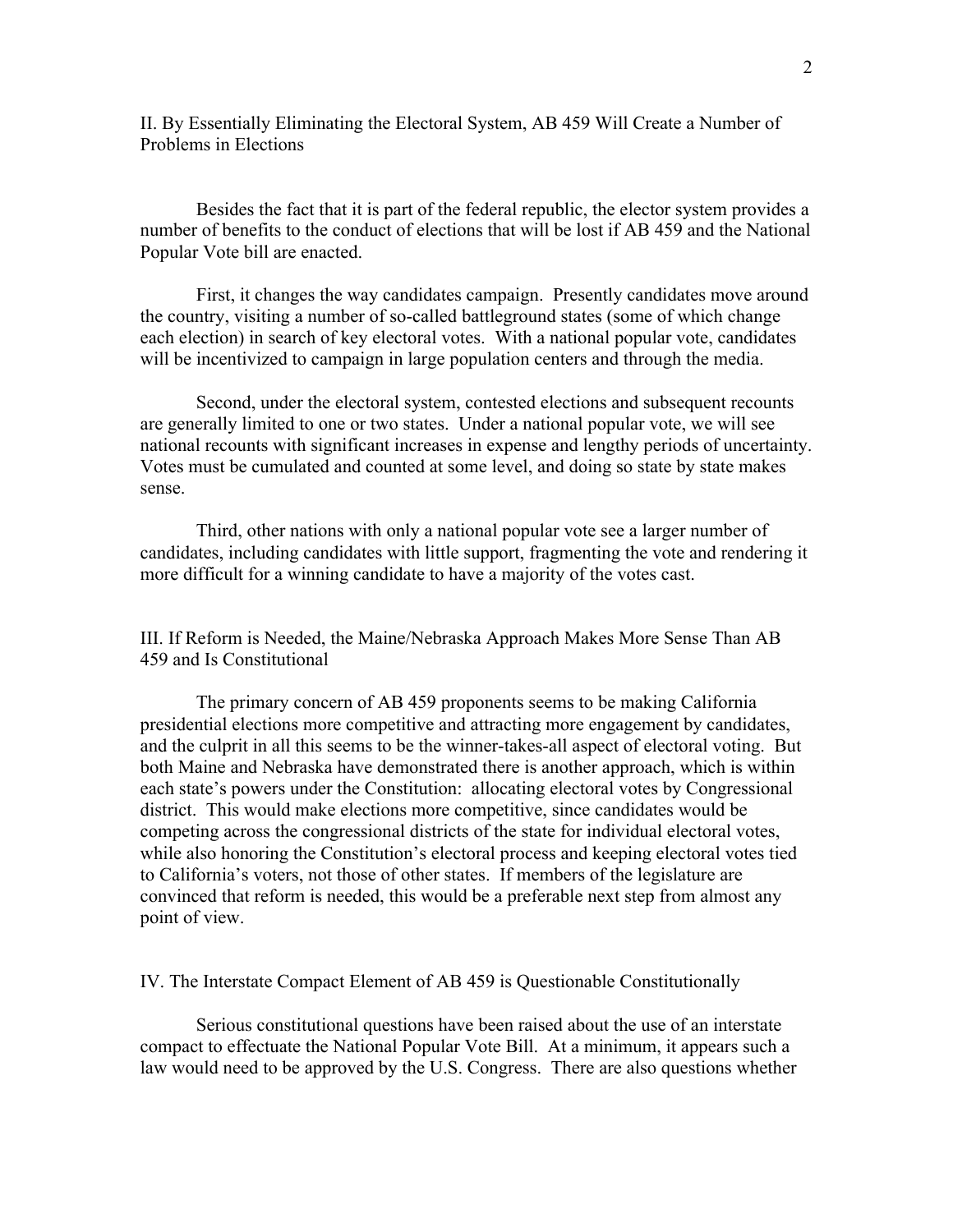## II. By Essentially Eliminating the Electoral System, AB 459 Will Create a Number of Problems in Elections

Besides the fact that it is part of the federal republic, the elector system provides a number of benefits to the conduct of elections that will be lost if AB 459 and the National Popular Vote bill are enacted.

First, it changes the way candidates campaign. Presently candidates move around the country, visiting a number of so-called battleground states (some of which change each election) in search of key electoral votes. With a national popular vote, candidates will be incentivized to campaign in large population centers and through the media.

Second, under the electoral system, contested elections and subsequent recounts are generally limited to one or two states. Under a national popular vote, we will see national recounts with significant increases in expense and lengthy periods of uncertainty. Votes must be cumulated and counted at some level, and doing so state by state makes sense.

Third, other nations with only a national popular vote see a larger number of candidates, including candidates with little support, fragmenting the vote and rendering it more difficult for a winning candidate to have a majority of the votes cast.

## III. If Reform is Needed, the Maine/Nebraska Approach Makes More Sense Than AB 459 and Is Constitutional

The primary concern of AB 459 proponents seems to be making California presidential elections more competitive and attracting more engagement by candidates, and the culprit in all this seems to be the winner-takes-all aspect of electoral voting. But both Maine and Nebraska have demonstrated there is another approach, which is within each state's powers under the Constitution: allocating electoral votes by Congressional district. This would make elections more competitive, since candidates would be competing across the congressional districts of the state for individual electoral votes, while also honoring the Constitution's electoral process and keeping electoral votes tied to California's voters, not those of other states. If members of the legislature are convinced that reform is needed, this would be a preferable next step from almost any point of view.

## IV. The Interstate Compact Element of AB 459 is Questionable Constitutionally

Serious constitutional questions have been raised about the use of an interstate compact to effectuate the National Popular Vote Bill. At a minimum, it appears such a law would need to be approved by the U.S. Congress. There are also questions whether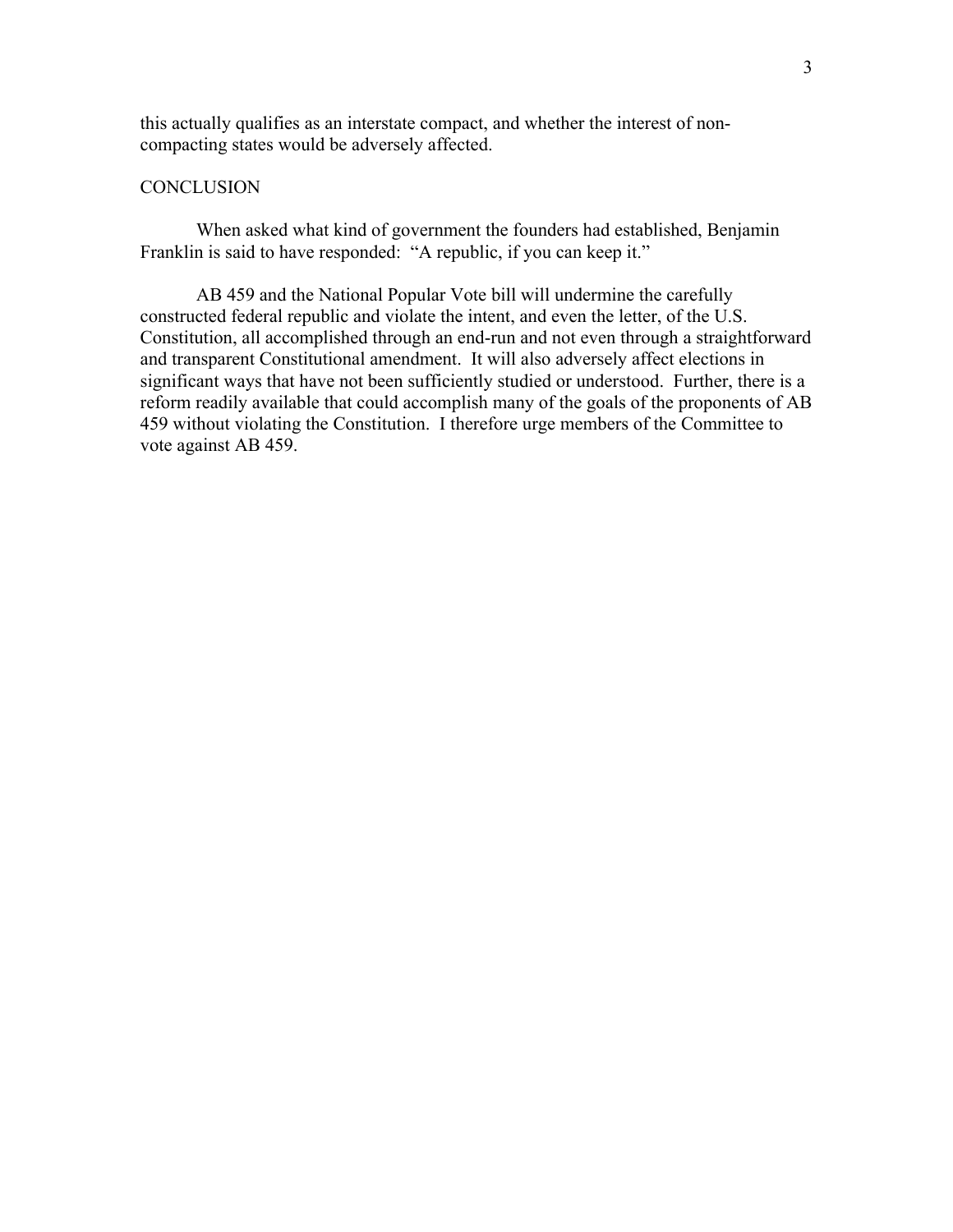this actually qualifies as an interstate compact, and whether the interest of non-compacting states would be adversely affected.

## CONCLUSION

When asked what kind of government the founders had established, Benjamin Franklin is said to have responded: "A republic, if you can keep it."

AB 459 and the National Popular Vote bill will undermine the carefully constructed federal republic and violate the intent, and even the letter, of the U.S. Constitution, all accomplished through an end-run and not even through a straightforward and transparent Constitutional amendment. It will also adversely affect elections in significant ways that have not been sufficiently studied or understood. Further, there is a reform readily available that could accomplish many of the goals of the proponents of AB 459 without violating the Constitution. I therefore urge members of the Committee to vote against AB 459.